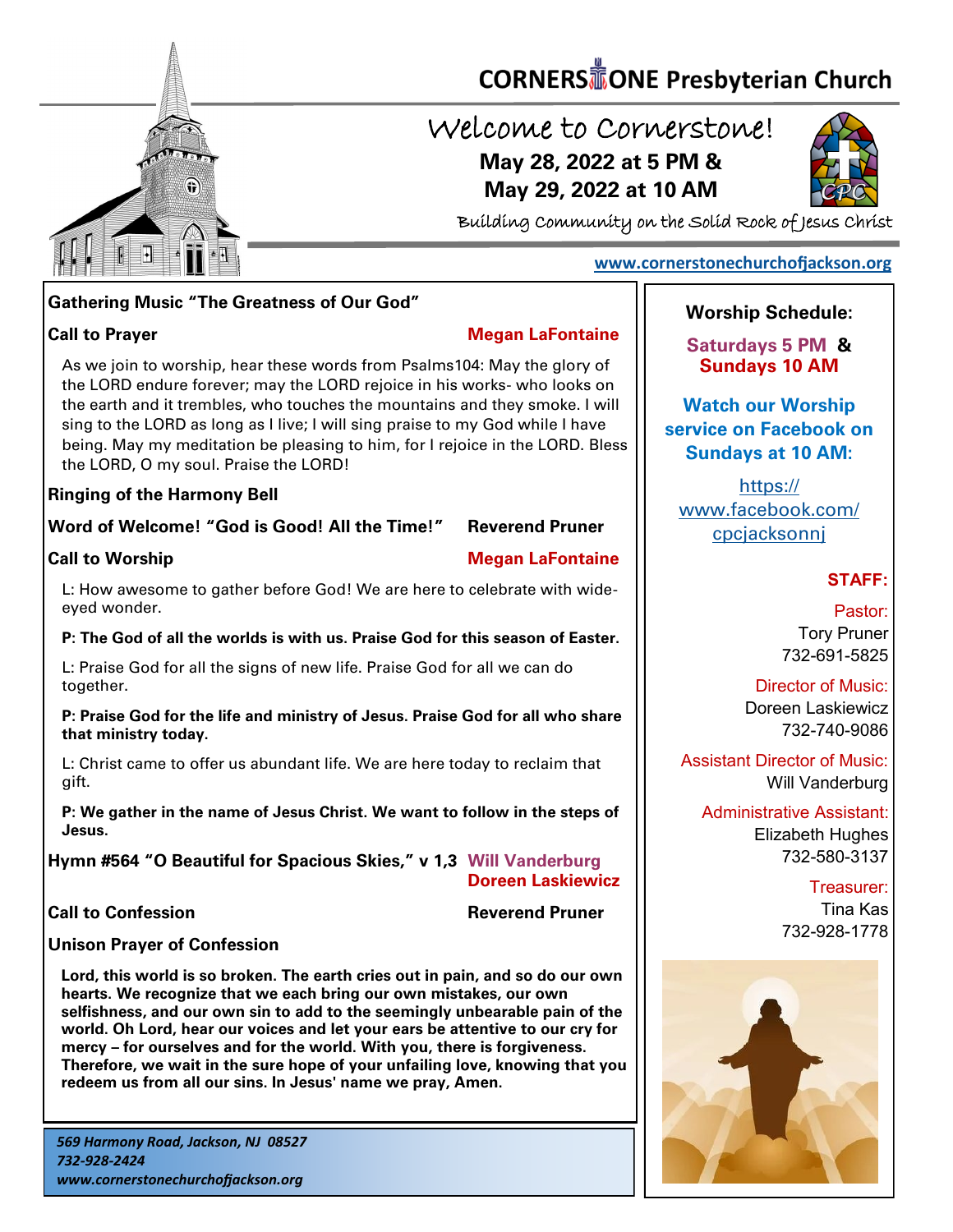# CORNERSTONE Presbyterian Church

## Welcome to Cornerstone!

**May 28, 2022 at 5 PM &**
**May 29, 2022 at 10 AM**

Building Community on the Solid Rock of Jesus Christ

www.cornerstonechurchofjackson.org

**Gathering Music "The Greatness of Our God"**

**Call to Prayer** — **Megan LaFontaine**

As we join to worship, hear these words from Psalms104: May the glory of the LORD endure forever; may the LORD rejoice in his works- who looks on the earth and it trembles, who touches the mountains and they smoke. I will sing to the LORD as long as I live; I will sing praise to my God while I have being. May my meditation be pleasing to him, for I rejoice in the LORD. Bless the LORD, O my soul. Praise the LORD!

**Ringing of the Harmony Bell**

**Word of Welcome! "God is Good! All the Time!"** — **Reverend Pruner**

**Call to Worship** — **Megan LaFontaine**

L: How awesome to gather before God! We are here to celebrate with wide-eyed wonder.

**P: The God of all the worlds is with us. Praise God for this season of Easter.**

L: Praise God for all the signs of new life. Praise God for all we can do together.

**P: Praise God for the life and ministry of Jesus. Praise God for all who share that ministry today.**

L: Christ came to offer us abundant life. We are here today to reclaim that gift.

**P: We gather in the name of Jesus Christ. We want to follow in the steps of Jesus.**

**Hymn #564 "O Beautiful for Spacious Skies," v 1,3** — **Will Vanderburg, Doreen Laskiewicz**

**Call to Confession** — **Reverend Pruner**

**Unison Prayer of Confession**

**Lord, this world is so broken. The earth cries out in pain, and so do our own hearts. We recognize that we each bring our own mistakes, our own selfishness, and our own sin to add to the seemingly unbearable pain of the world. Oh Lord, hear our voices and let your ears be attentive to our cry for mercy – for ourselves and for the world. With you, there is forgiveness. Therefore, we wait in the sure hope of your unfailing love, knowing that you redeem us from all our sins. In Jesus' name we pray, Amen.**

*569 Harmony Road, Jackson, NJ 08527*
*732-928-2424*
*www.cornerstonechurchofjackson.org*

**Worship Schedule:**

**Saturdays 5 PM & Sundays 10 AM**

**Watch our Worship service on Facebook on Sundays at 10 AM:**

https://www.facebook.com/cpcjacksonnj

**STAFF:**

Pastor:
Tory Pruner
732-691-5825

Director of Music:
Doreen Laskiewicz
732-740-9086

Assistant Director of Music:
Will Vanderburg

Administrative Assistant:
Elizabeth Hughes
732-580-3137

Treasurer:
Tina Kas
732-928-1778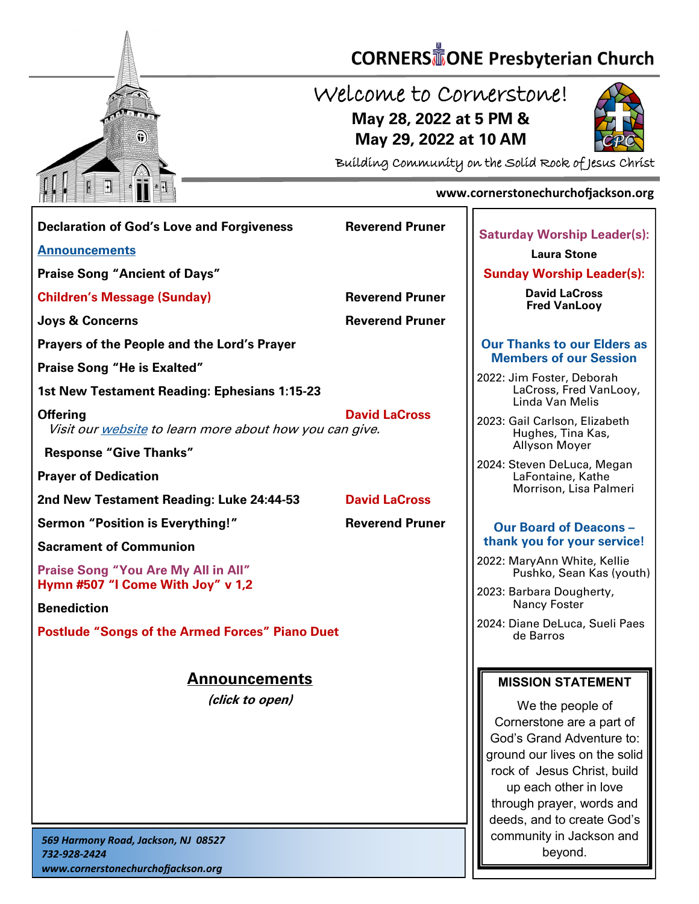# CORNERSTONE Presbyterian Church

## Welcome to Cornerstone!

**May 28, 2022 at 5 PM &**
**May 29, 2022 at 10 AM**

Building Community on the Solid Rock of Jesus Christ

www.cornerstonechurchofjackson.org

| | |
|---|---|
| **Declaration of God's Love and Forgiveness** | **Reverend Pruner** |
| **Announcements** | |
| **Praise Song "Ancient of Days"** | |
| **Children's Message (Sunday)** | **Reverend Pruner** |
| **Joys & Concerns** | **Reverend Pruner** |
| **Prayers of the People and the Lord's Prayer** | |
| **Praise Song "He is Exalted"** | |
| **1st New Testament Reading: Ephesians 1:15-23** | |
| **Offering** | **David LaCross** |

*Visit our website to learn more about how you can give.*

| | |
|---|---|
| **Response "Give Thanks"** | |
| **Prayer of Dedication** | |
| **2nd New Testament Reading: Luke 24:44-53** | **David LaCross** |
| **Sermon "Position is Everything!"** | **Reverend Pruner** |
| **Sacrament of Communion** | |

**Praise Song "You Are My All in All"**
**Hymn #507 "I Come With Joy" v 1,2**

**Benediction**

**Postlude "Songs of the Armed Forces" Piano Duet**

## Announcements

***(click to open)***

*569 Harmony Road, Jackson, NJ 08527*
*732-928-2424*
*www.cornerstonechurchofjackson.org*

**Saturday Worship Leader(s):**

**Laura Stone**

**Sunday Worship Leader(s):**

**David LaCross**
**Fred VanLooy**

**Our Thanks to our Elders as Members of our Session**

2022: Jim Foster, Deborah LaCross, Fred VanLooy, Linda Van Melis

2023: Gail Carlson, Elizabeth Hughes, Tina Kas, Allyson Moyer

2024: Steven DeLuca, Megan LaFontaine, Kathe Morrison, Lisa Palmeri

**Our Board of Deacons – thank you for your service!**

2022: MaryAnn White, Kellie Pushko, Sean Kas (youth)

2023: Barbara Dougherty, Nancy Foster

2024: Diane DeLuca, Sueli Paes de Barros

**MISSION STATEMENT**

We the people of Cornerstone are a part of God's Grand Adventure to: ground our lives on the solid rock of Jesus Christ, build up each other in love through prayer, words and deeds, and to create God's community in Jackson and beyond.